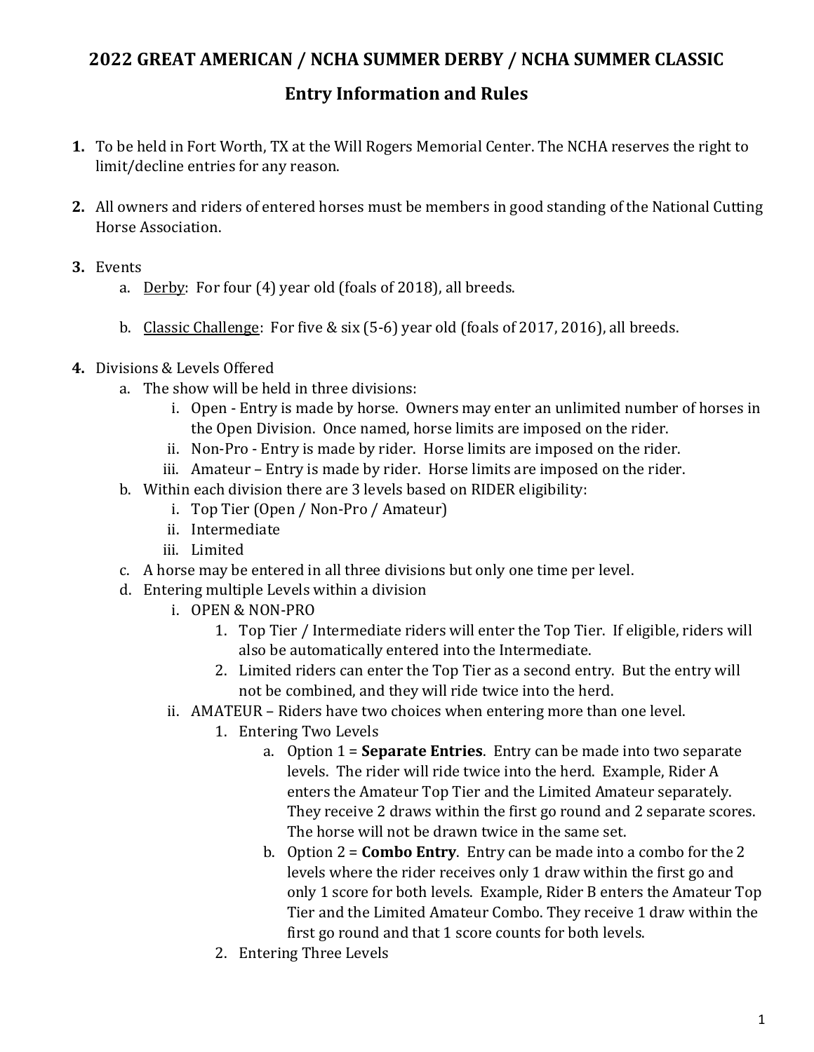# 2022 GREAT AMERICAN / NCHA SUMMER DERBY / NCHA SUMMER CLASSIC

## Entry Information and Rules

1. To be held in Fort Worth, TX at the Will Rogers Memorial Center. The NCHA reserves the right to limit/decline entries for any reason.

2. All owners and riders of entered horses must be members in good standing of the National Cutting Horse Association.

3. Events
   a. Derby: For four (4) year old (foals of 2018), all breeds.

   b. Classic Challenge: For five & six (5-6) year old (foals of 2017, 2016), all breeds.

4. Divisions & Levels Offered
   a. The show will be held in three divisions:
      i. Open - Entry is made by horse. Owners may enter an unlimited number of horses in the Open Division. Once named, horse limits are imposed on the rider.
      ii. Non-Pro - Entry is made by rider. Horse limits are imposed on the rider.
      iii. Amateur – Entry is made by rider. Horse limits are imposed on the rider.
   b. Within each division there are 3 levels based on RIDER eligibility:
      i. Top Tier (Open / Non-Pro / Amateur)
      ii. Intermediate
      iii. Limited
   c. A horse may be entered in all three divisions but only one time per level.
   d. Entering multiple Levels within a division
      i. OPEN & NON-PRO
         1. Top Tier / Intermediate riders will enter the Top Tier. If eligible, riders will also be automatically entered into the Intermediate.
         2. Limited riders can enter the Top Tier as a second entry. But the entry will not be combined, and they will ride twice into the herd.
      ii. AMATEUR – Riders have two choices when entering more than one level.
         1. Entering Two Levels
            a. Option 1 = **Separate Entries**. Entry can be made into two separate levels. The rider will ride twice into the herd. Example, Rider A enters the Amateur Top Tier and the Limited Amateur separately. They receive 2 draws within the first go round and 2 separate scores. The horse will not be drawn twice in the same set.
            b. Option 2 = **Combo Entry**. Entry can be made into a combo for the 2 levels where the rider receives only 1 draw within the first go and only 1 score for both levels. Example, Rider B enters the Amateur Top Tier and the Limited Amateur Combo. They receive 1 draw within the first go round and that 1 score counts for both levels.
         2. Entering Three Levels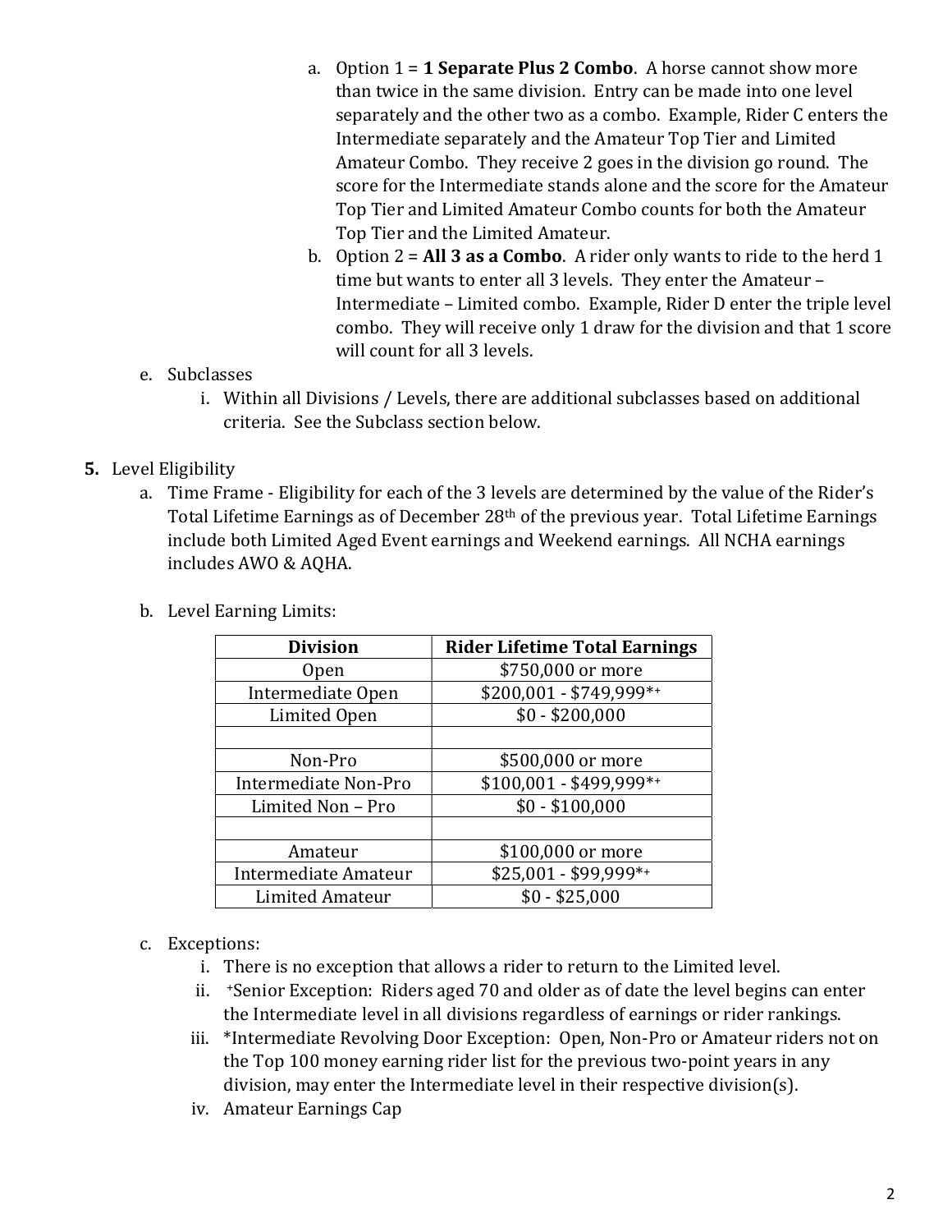a. Option 1 = **1 Separate Plus 2 Combo**. A horse cannot show more than twice in the same division. Entry can be made into one level separately and the other two as a combo. Example, Rider C enters the Intermediate separately and the Amateur Top Tier and Limited Amateur Combo. They receive 2 goes in the division go round. The score for the Intermediate stands alone and the score for the Amateur Top Tier and Limited Amateur Combo counts for both the Amateur Top Tier and the Limited Amateur.

b. Option 2 = **All 3 as a Combo**. A rider only wants to ride to the herd 1 time but wants to enter all 3 levels. They enter the Amateur – Intermediate – Limited combo. Example, Rider D enter the triple level combo. They will receive only 1 draw for the division and that 1 score will count for all 3 levels.

e. Subclasses

   i. Within all Divisions / Levels, there are additional subclasses based on additional criteria. See the Subclass section below.

**5.** Level Eligibility

a. Time Frame - Eligibility for each of the 3 levels are determined by the value of the Rider's Total Lifetime Earnings as of December 28th of the previous year. Total Lifetime Earnings include both Limited Aged Event earnings and Weekend earnings. All NCHA earnings includes AWO & AQHA.

b. Level Earning Limits:

| Division | Rider Lifetime Total Earnings |
|---|---|
| Open | $750,000 or more |
| Intermediate Open | $200,001 - $749,999*+ |
| Limited Open | $0 - $200,000 |
| | |
| Non-Pro | $500,000 or more |
| Intermediate Non-Pro | $100,001 - $499,999*+ |
| Limited Non – Pro | $0 - $100,000 |
| | |
| Amateur | $100,000 or more |
| Intermediate Amateur | $25,001 - $99,999*+ |
| Limited Amateur | $0 - $25,000 |

c. Exceptions:

   i. There is no exception that allows a rider to return to the Limited level.

   ii. +Senior Exception: Riders aged 70 and older as of date the level begins can enter the Intermediate level in all divisions regardless of earnings or rider rankings.

   iii. *Intermediate Revolving Door Exception: Open, Non-Pro or Amateur riders not on the Top 100 money earning rider list for the previous two-point years in any division, may enter the Intermediate level in their respective division(s).

   iv. Amateur Earnings Cap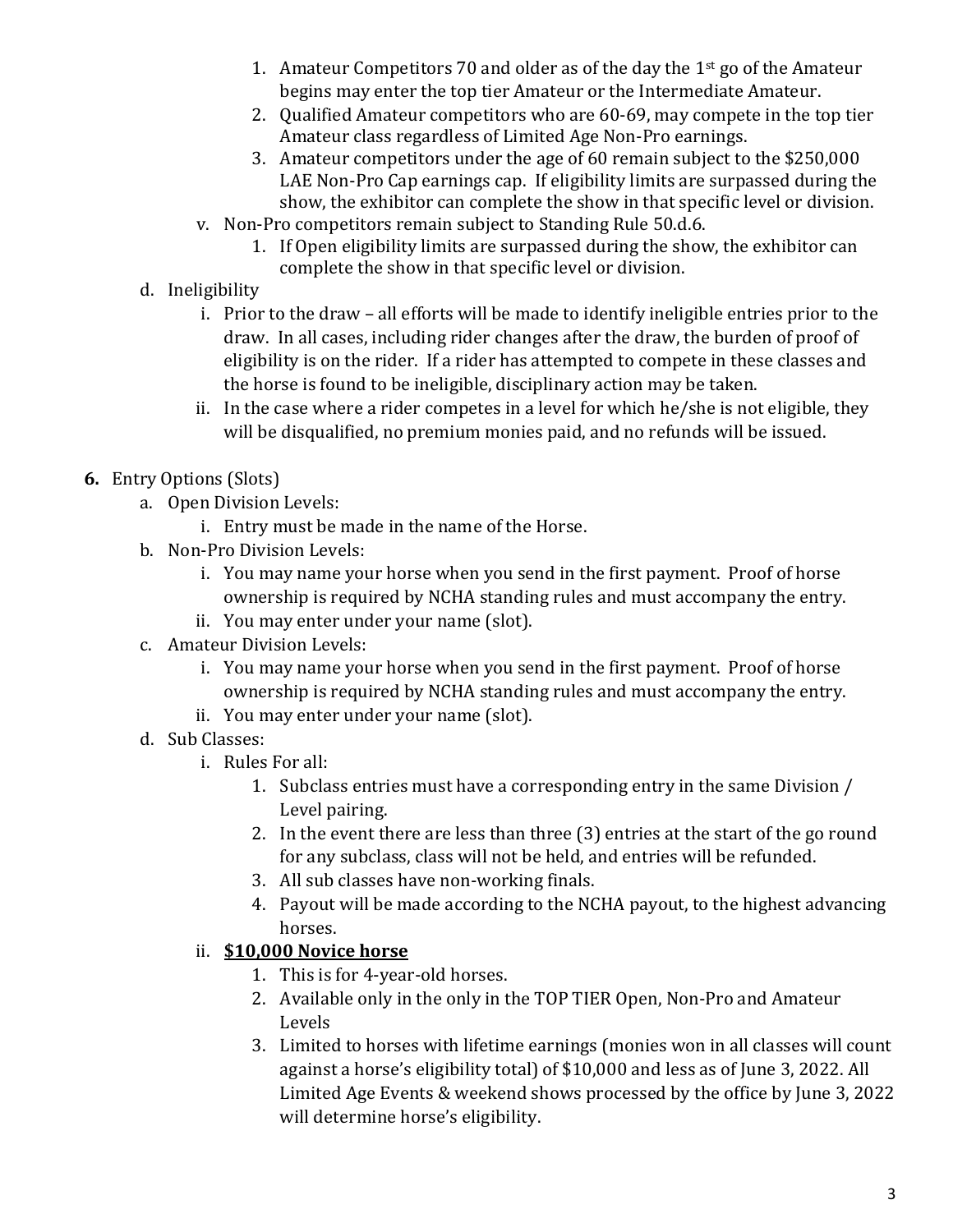1. Amateur Competitors 70 and older as of the day the 1st go of the Amateur begins may enter the top tier Amateur or the Intermediate Amateur.
2. Qualified Amateur competitors who are 60-69, may compete in the top tier Amateur class regardless of Limited Age Non-Pro earnings.
3. Amateur competitors under the age of 60 remain subject to the $250,000 LAE Non-Pro Cap earnings cap. If eligibility limits are surpassed during the show, the exhibitor can complete the show in that specific level or division.

v. Non-Pro competitors remain subject to Standing Rule 50.d.6.

1. If Open eligibility limits are surpassed during the show, the exhibitor can complete the show in that specific level or division.

d. Ineligibility

i. Prior to the draw – all efforts will be made to identify ineligible entries prior to the draw. In all cases, including rider changes after the draw, the burden of proof of eligibility is on the rider. If a rider has attempted to compete in these classes and the horse is found to be ineligible, disciplinary action may be taken.

ii. In the case where a rider competes in a level for which he/she is not eligible, they will be disqualified, no premium monies paid, and no refunds will be issued.

**6.** Entry Options (Slots)

a. Open Division Levels:

i. Entry must be made in the name of the Horse.

b. Non-Pro Division Levels:

i. You may name your horse when you send in the first payment. Proof of horse ownership is required by NCHA standing rules and must accompany the entry.

ii. You may enter under your name (slot).

c. Amateur Division Levels:

i. You may name your horse when you send in the first payment. Proof of horse ownership is required by NCHA standing rules and must accompany the entry.

ii. You may enter under your name (slot).

d. Sub Classes:

i. Rules For all:

1. Subclass entries must have a corresponding entry in the same Division / Level pairing.
2. In the event there are less than three (3) entries at the start of the go round for any subclass, class will not be held, and entries will be refunded.
3. All sub classes have non-working finals.
4. Payout will be made according to the NCHA payout, to the highest advancing horses.

ii. **<u>$10,000 Novice horse</u>**

1. This is for 4-year-old horses.
2. Available only in the only in the TOP TIER Open, Non-Pro and Amateur Levels
3. Limited to horses with lifetime earnings (monies won in all classes will count against a horse's eligibility total) of $10,000 and less as of June 3, 2022. All Limited Age Events & weekend shows processed by the office by June 3, 2022 will determine horse's eligibility.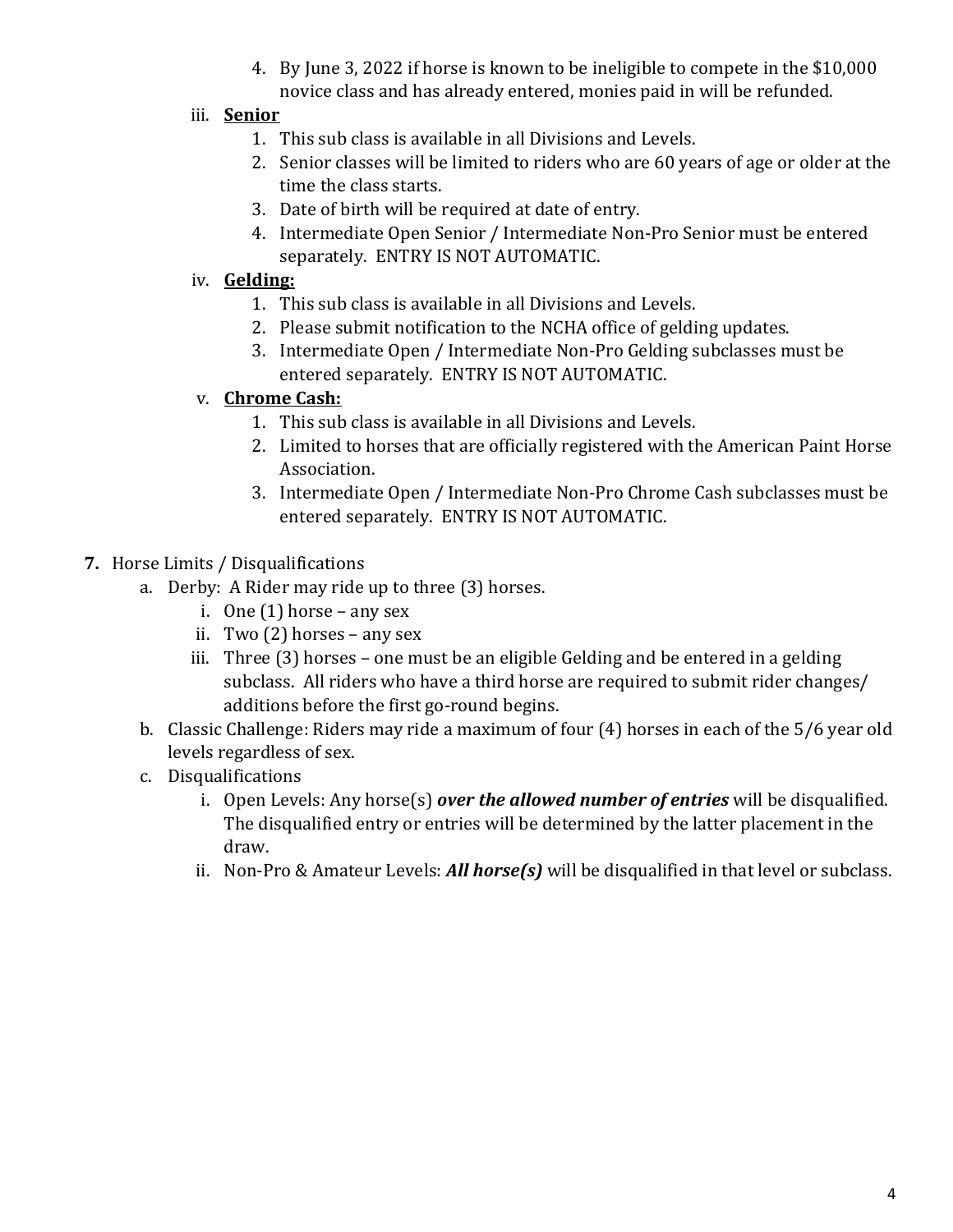4. By June 3, 2022 if horse is known to be ineligible to compete in the $10,000 novice class and has already entered, monies paid in will be refunded.

iii. **<u>Senior</u>**

1. This sub class is available in all Divisions and Levels.
2. Senior classes will be limited to riders who are 60 years of age or older at the time the class starts.
3. Date of birth will be required at date of entry.
4. Intermediate Open Senior / Intermediate Non-Pro Senior must be entered separately. ENTRY IS NOT AUTOMATIC.

iv. **<u>Gelding:</u>**

1. This sub class is available in all Divisions and Levels.
2. Please submit notification to the NCHA office of gelding updates.
3. Intermediate Open / Intermediate Non-Pro Gelding subclasses must be entered separately. ENTRY IS NOT AUTOMATIC.

v. **<u>Chrome Cash:</u>**

1. This sub class is available in all Divisions and Levels.
2. Limited to horses that are officially registered with the American Paint Horse Association.
3. Intermediate Open / Intermediate Non-Pro Chrome Cash subclasses must be entered separately. ENTRY IS NOT AUTOMATIC.

**7.** Horse Limits / Disqualifications

a. Derby: A Rider may ride up to three (3) horses.
   i. One (1) horse – any sex
   ii. Two (2) horses – any sex
   iii. Three (3) horses – one must be an eligible Gelding and be entered in a gelding subclass. All riders who have a third horse are required to submit rider changes/ additions before the first go-round begins.

b. Classic Challenge: Riders may ride a maximum of four (4) horses in each of the 5/6 year old levels regardless of sex.

c. Disqualifications
   i. Open Levels: Any horse(s) ***over the allowed number of entries*** will be disqualified. The disqualified entry or entries will be determined by the latter placement in the draw.
   ii. Non-Pro & Amateur Levels: ***All horse(s)*** will be disqualified in that level or subclass.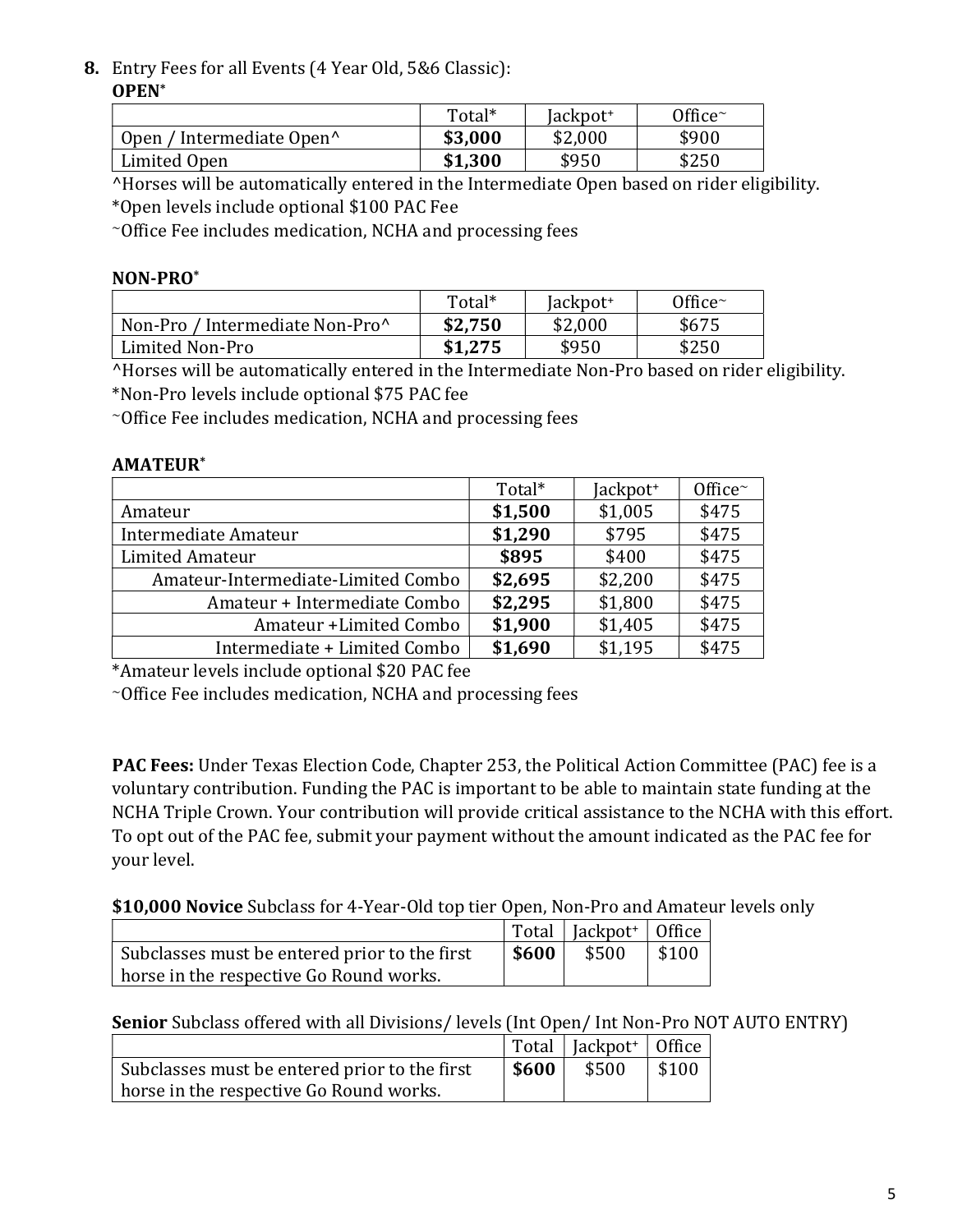**8.** Entry Fees for all Events (4 Year Old, 5&6 Classic):

**OPEN***

| | Total* | Jackpot+ | Office~ |
|---|---|---|---|
| Open / Intermediate Open^ | **$3,000** | $2,000 | $900 |
| Limited Open | **$1,300** | $950 | $250 |

^Horses will be automatically entered in the Intermediate Open based on rider eligibility.
*Open levels include optional $100 PAC Fee
~Office Fee includes medication, NCHA and processing fees

**NON-PRO***

| | Total* | Jackpot+ | Office~ |
|---|---|---|---|
| Non-Pro / Intermediate Non-Pro^ | **$2,750** | $2,000 | $675 |
| Limited Non-Pro | **$1,275** | $950 | $250 |

^Horses will be automatically entered in the Intermediate Non-Pro based on rider eligibility.
*Non-Pro levels include optional $75 PAC fee
~Office Fee includes medication, NCHA and processing fees

**AMATEUR***

| | Total* | Jackpot+ | Office~ |
|---|---|---|---|
| Amateur | **$1,500** | $1,005 | $475 |
| Intermediate Amateur | **$1,290** | $795 | $475 |
| Limited Amateur | **$895** | $400 | $475 |
| Amateur-Intermediate-Limited Combo | **$2,695** | $2,200 | $475 |
| Amateur + Intermediate Combo | **$2,295** | $1,800 | $475 |
| Amateur +Limited Combo | **$1,900** | $1,405 | $475 |
| Intermediate + Limited Combo | **$1,690** | $1,195 | $475 |

*Amateur levels include optional $20 PAC fee
~Office Fee includes medication, NCHA and processing fees

**PAC Fees:** Under Texas Election Code, Chapter 253, the Political Action Committee (PAC) fee is a voluntary contribution. Funding the PAC is important to be able to maintain state funding at the NCHA Triple Crown. Your contribution will provide critical assistance to the NCHA with this effort. To opt out of the PAC fee, submit your payment without the amount indicated as the PAC fee for your level.

**$10,000 Novice** Subclass for 4-Year-Old top tier Open, Non-Pro and Amateur levels only

| | Total | Jackpot+ | Office |
|---|---|---|---|
| Subclasses must be entered prior to the first horse in the respective Go Round works. | **$600** | $500 | $100 |

**Senior** Subclass offered with all Divisions/ levels (Int Open/ Int Non-Pro NOT AUTO ENTRY)

| | Total | Jackpot+ | Office |
|---|---|---|---|
| Subclasses must be entered prior to the first horse in the respective Go Round works. | **$600** | $500 | $100 |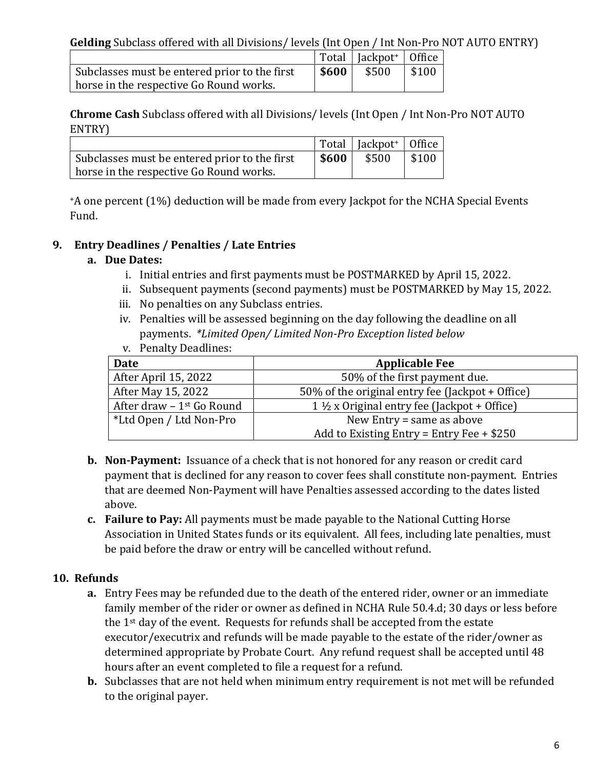**Gelding** Subclass offered with all Divisions/ levels (Int Open / Int Non-Pro NOT AUTO ENTRY)

| | Total | Jackpot+ | Office |
|---|---|---|---|
| Subclasses must be entered prior to the first horse in the respective Go Round works. | **$600** | $500 | $100 |

**Chrome Cash** Subclass offered with all Divisions/ levels (Int Open / Int Non-Pro NOT AUTO ENTRY)

| | Total | Jackpot+ | Office |
|---|---|---|---|
| Subclasses must be entered prior to the first horse in the respective Go Round works. | **$600** | $500 | $100 |

+A one percent (1%) deduction will be made from every Jackpot for the NCHA Special Events Fund.

## 9. Entry Deadlines / Penalties / Late Entries

**a. Due Dates:**

i. Initial entries and first payments must be POSTMARKED by April 15, 2022.

ii. Subsequent payments (second payments) must be POSTMARKED by May 15, 2022.

iii. No penalties on any Subclass entries.

iv. Penalties will be assessed beginning on the day following the deadline on all payments. *\*Limited Open/ Limited Non-Pro Exception listed below*

v. Penalty Deadlines:

| Date | Applicable Fee |
|---|---|
| After April 15, 2022 | 50% of the first payment due. |
| After May 15, 2022 | 50% of the original entry fee (Jackpot + Office) |
| After draw – 1st Go Round | 1 ½ x Original entry fee (Jackpot + Office) |
| *Ltd Open / Ltd Non-Pro | New Entry = same as above<br>Add to Existing Entry = Entry Fee + $250 |

**b. Non-Payment:** Issuance of a check that is not honored for any reason or credit card payment that is declined for any reason to cover fees shall constitute non-payment. Entries that are deemed Non-Payment will have Penalties assessed according to the dates listed above.

**c. Failure to Pay:** All payments must be made payable to the National Cutting Horse Association in United States funds or its equivalent. All fees, including late penalties, must be paid before the draw or entry will be cancelled without refund.

## 10. Refunds

**a.** Entry Fees may be refunded due to the death of the entered rider, owner or an immediate family member of the rider or owner as defined in NCHA Rule 50.4.d; 30 days or less before the 1st day of the event. Requests for refunds shall be accepted from the estate executor/executrix and refunds will be made payable to the estate of the rider/owner as determined appropriate by Probate Court. Any refund request shall be accepted until 48 hours after an event completed to file a request for a refund.

**b.** Subclasses that are not held when minimum entry requirement is not met will be refunded to the original payer.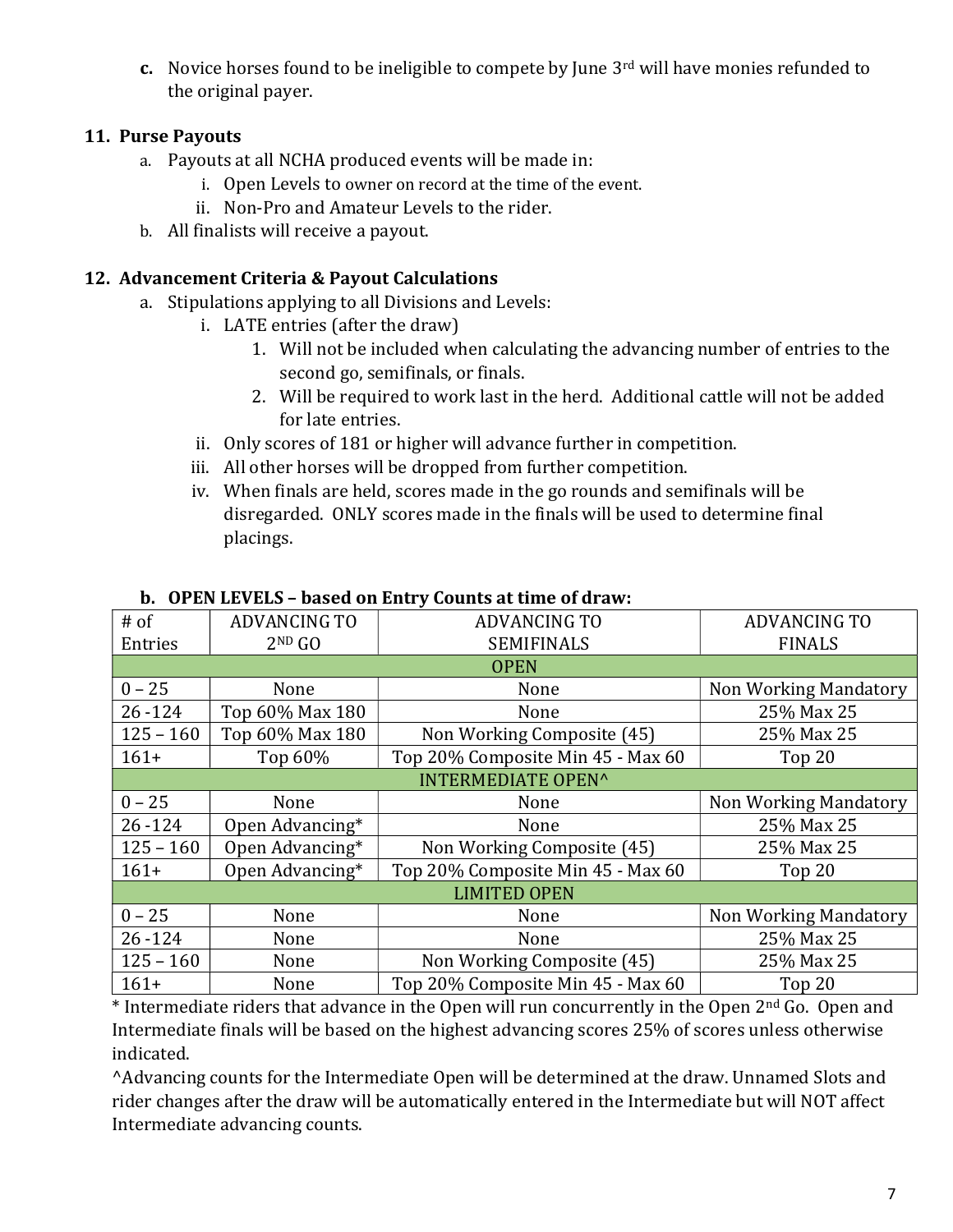c. Novice horses found to be ineligible to compete by June 3rd will have monies refunded to the original payer.

## 11. Purse Payouts

a. Payouts at all NCHA produced events will be made in:
   - i. Open Levels to owner on record at the time of the event.
   - ii. Non-Pro and Amateur Levels to the rider.

b. All finalists will receive a payout.

## 12. Advancement Criteria & Payout Calculations

a. Stipulations applying to all Divisions and Levels:
   - i. LATE entries (after the draw)
     1. Will not be included when calculating the advancing number of entries to the second go, semifinals, or finals.
     2. Will be required to work last in the herd. Additional cattle will not be added for late entries.
   - ii. Only scores of 181 or higher will advance further in competition.
   - iii. All other horses will be dropped from further competition.
   - iv. When finals are held, scores made in the go rounds and semifinals will be disregarded. ONLY scores made in the finals will be used to determine final placings.

**b. OPEN LEVELS – based on Entry Counts at time of draw:**

| # of Entries | ADVANCING TO 2ND GO | ADVANCING TO SEMIFINALS | ADVANCING TO FINALS |
|---|---|---|---|
| **OPEN** | | | |
| 0 – 25 | None | None | Non Working Mandatory |
| 26 -124 | Top 60% Max 180 | None | 25% Max 25 |
| 125 – 160 | Top 60% Max 180 | Non Working Composite (45) | 25% Max 25 |
| 161+ | Top 60% | Top 20% Composite Min 45 - Max 60 | Top 20 |
| **INTERMEDIATE OPEN^** | | | |
| 0 – 25 | None | None | Non Working Mandatory |
| 26 -124 | Open Advancing* | None | 25% Max 25 |
| 125 – 160 | Open Advancing* | Non Working Composite (45) | 25% Max 25 |
| 161+ | Open Advancing* | Top 20% Composite Min 45 - Max 60 | Top 20 |
| **LIMITED OPEN** | | | |
| 0 – 25 | None | None | Non Working Mandatory |
| 26 -124 | None | None | 25% Max 25 |
| 125 – 160 | None | Non Working Composite (45) | 25% Max 25 |
| 161+ | None | Top 20% Composite Min 45 - Max 60 | Top 20 |

* Intermediate riders that advance in the Open will run concurrently in the Open 2nd Go. Open and Intermediate finals will be based on the highest advancing scores 25% of scores unless otherwise indicated.

^Advancing counts for the Intermediate Open will be determined at the draw. Unnamed Slots and rider changes after the draw will be automatically entered in the Intermediate but will NOT affect Intermediate advancing counts.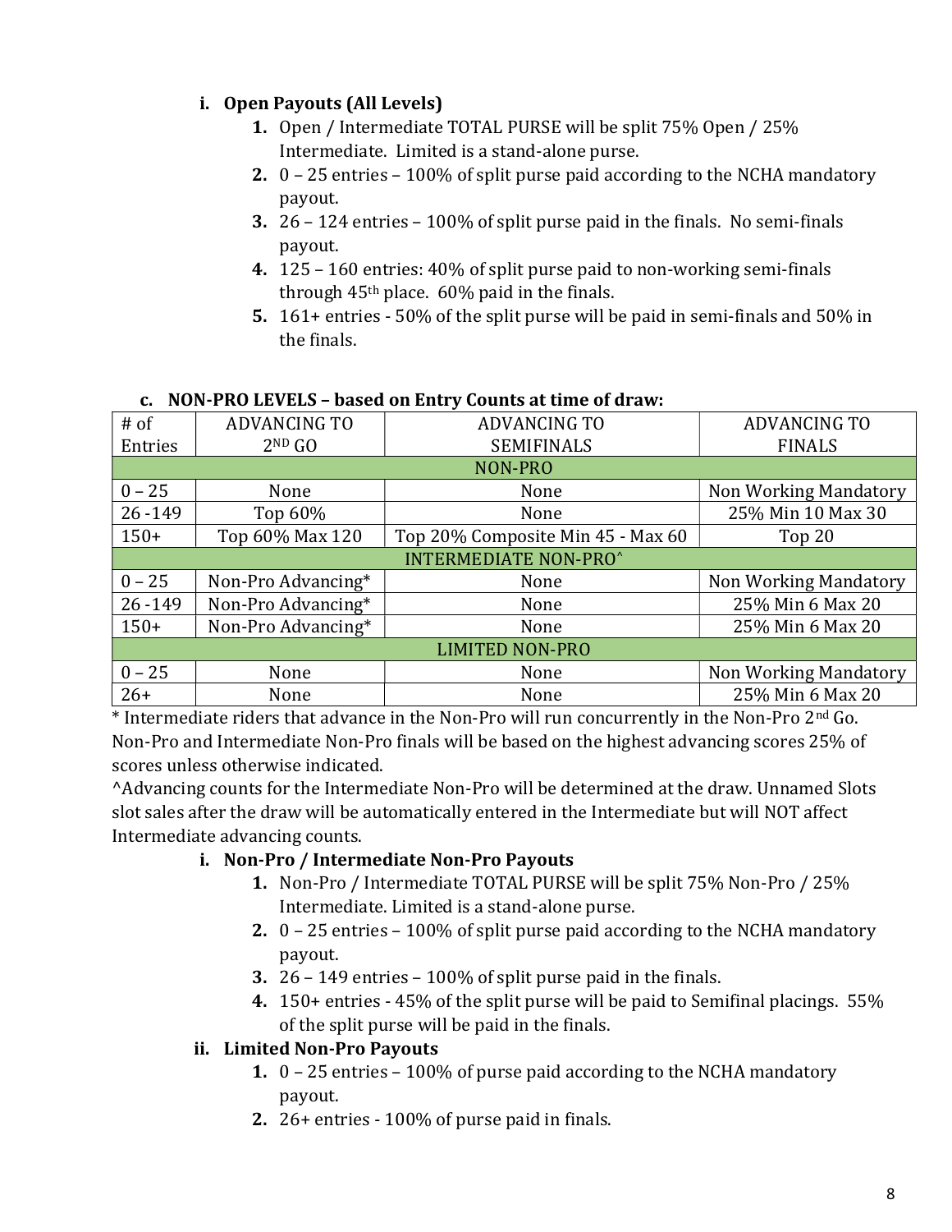i. **Open Payouts (All Levels)**

1. Open / Intermediate TOTAL PURSE will be split 75% Open / 25% Intermediate. Limited is a stand-alone purse.
2. 0 – 25 entries – 100% of split purse paid according to the NCHA mandatory payout.
3. 26 – 124 entries – 100% of split purse paid in the finals. No semi-finals payout.
4. 125 – 160 entries: 40% of split purse paid to non-working semi-finals through 45th place. 60% paid in the finals.
5. 161+ entries - 50% of the split purse will be paid in semi-finals and 50% in the finals.

**c. NON-PRO LEVELS – based on Entry Counts at time of draw:**

| # of Entries | ADVANCING TO 2ND GO | ADVANCING TO SEMIFINALS | ADVANCING TO FINALS |
|---|---|---|---|
| NON-PRO | | | |
| 0 – 25 | None | None | Non Working Mandatory |
| 26 -149 | Top 60% | None | 25% Min 10 Max 30 |
| 150+ | Top 60% Max 120 | Top 20% Composite Min 45 - Max 60 | Top 20 |
| INTERMEDIATE NON-PRO^ | | | |
| 0 – 25 | Non-Pro Advancing* | None | Non Working Mandatory |
| 26 -149 | Non-Pro Advancing* | None | 25% Min 6 Max 20 |
| 150+ | Non-Pro Advancing* | None | 25% Min 6 Max 20 |
| LIMITED NON-PRO | | | |
| 0 – 25 | None | None | Non Working Mandatory |
| 26+ | None | None | 25% Min 6 Max 20 |

* Intermediate riders that advance in the Non-Pro will run concurrently in the Non-Pro 2nd Go. Non-Pro and Intermediate Non-Pro finals will be based on the highest advancing scores 25% of scores unless otherwise indicated.

^Advancing counts for the Intermediate Non-Pro will be determined at the draw. Unnamed Slots slot sales after the draw will be automatically entered in the Intermediate but will NOT affect Intermediate advancing counts.

i. **Non-Pro / Intermediate Non-Pro Payouts**

1. Non-Pro / Intermediate TOTAL PURSE will be split 75% Non-Pro / 25% Intermediate. Limited is a stand-alone purse.
2. 0 – 25 entries – 100% of split purse paid according to the NCHA mandatory payout.
3. 26 – 149 entries – 100% of split purse paid in the finals.
4. 150+ entries - 45% of the split purse will be paid to Semifinal placings. 55% of the split purse will be paid in the finals.

ii. **Limited Non-Pro Payouts**

1. 0 – 25 entries – 100% of purse paid according to the NCHA mandatory payout.
2. 26+ entries - 100% of purse paid in finals.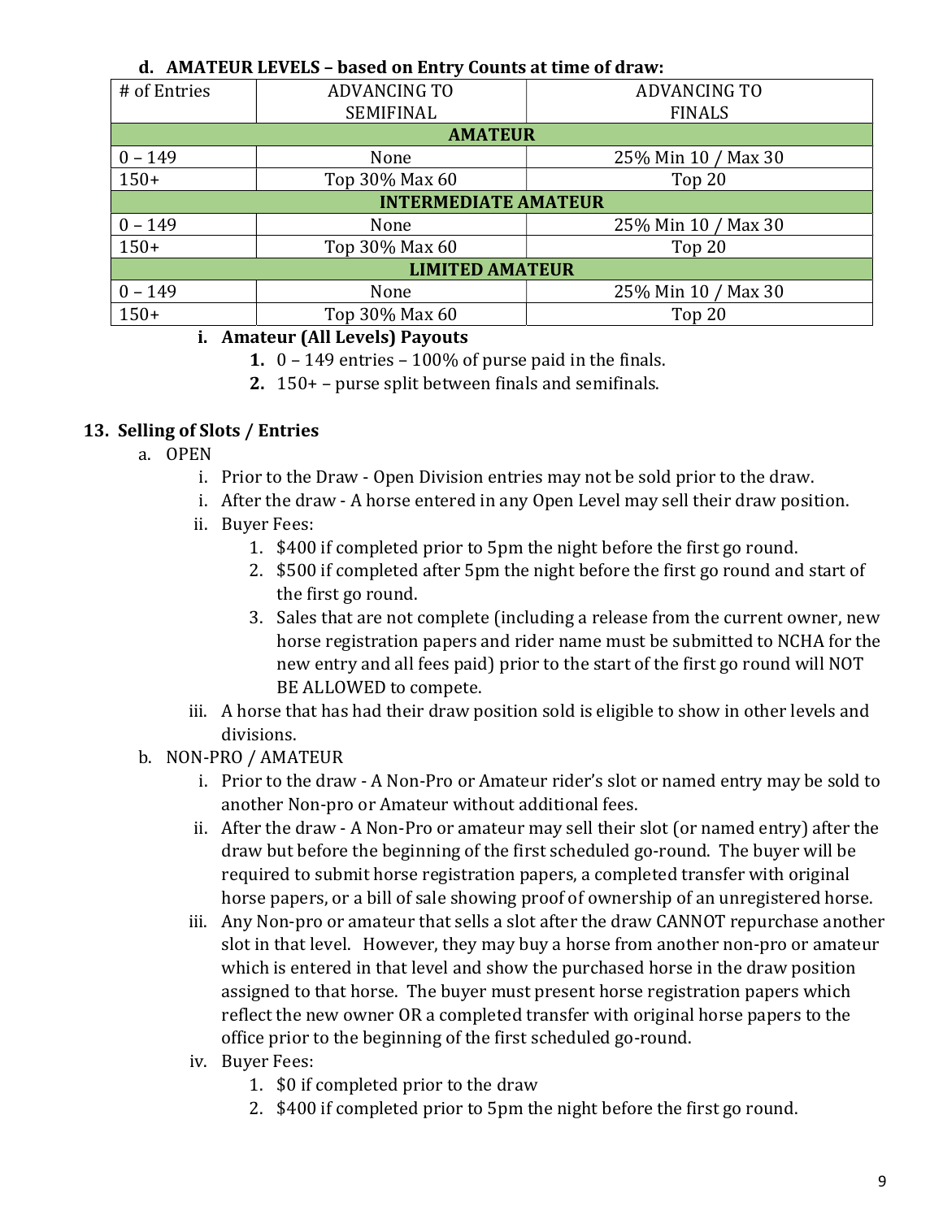**d. AMATEUR LEVELS – based on Entry Counts at time of draw:**

| # of Entries | ADVANCING TO SEMIFINAL | ADVANCING TO FINALS |
|---|---|---|
| **AMATEUR** | | |
| 0 – 149 | None | 25% Min 10 / Max 30 |
| 150+ | Top 30% Max 60 | Top 20 |
| **INTERMEDIATE AMATEUR** | | |
| 0 – 149 | None | 25% Min 10 / Max 30 |
| 150+ | Top 30% Max 60 | Top 20 |
| **LIMITED AMATEUR** | | |
| 0 – 149 | None | 25% Min 10 / Max 30 |
| 150+ | Top 30% Max 60 | Top 20 |

**i. Amateur (All Levels) Payouts**

1. 0 – 149 entries – 100% of purse paid in the finals.
2. 150+ – purse split between finals and semifinals.

## 13. Selling of Slots / Entries

a. OPEN

i. Prior to the Draw - Open Division entries may not be sold prior to the draw.

i. After the draw - A horse entered in any Open Level may sell their draw position.

ii. Buyer Fees:

1. $400 if completed prior to 5pm the night before the first go round.
2. $500 if completed after 5pm the night before the first go round and start of the first go round.
3. Sales that are not complete (including a release from the current owner, new horse registration papers and rider name must be submitted to NCHA for the new entry and all fees paid) prior to the start of the first go round will NOT BE ALLOWED to compete.

iii. A horse that has had their draw position sold is eligible to show in other levels and divisions.

b. NON-PRO / AMATEUR

i. Prior to the draw - A Non-Pro or Amateur rider's slot or named entry may be sold to another Non-pro or Amateur without additional fees.

ii. After the draw - A Non-Pro or amateur may sell their slot (or named entry) after the draw but before the beginning of the first scheduled go-round. The buyer will be required to submit horse registration papers, a completed transfer with original horse papers, or a bill of sale showing proof of ownership of an unregistered horse.

iii. Any Non-pro or amateur that sells a slot after the draw CANNOT repurchase another slot in that level. However, they may buy a horse from another non-pro or amateur which is entered in that level and show the purchased horse in the draw position assigned to that horse. The buyer must present horse registration papers which reflect the new owner OR a completed transfer with original horse papers to the office prior to the beginning of the first scheduled go-round.

iv. Buyer Fees:

1. $0 if completed prior to the draw
2. $400 if completed prior to 5pm the night before the first go round.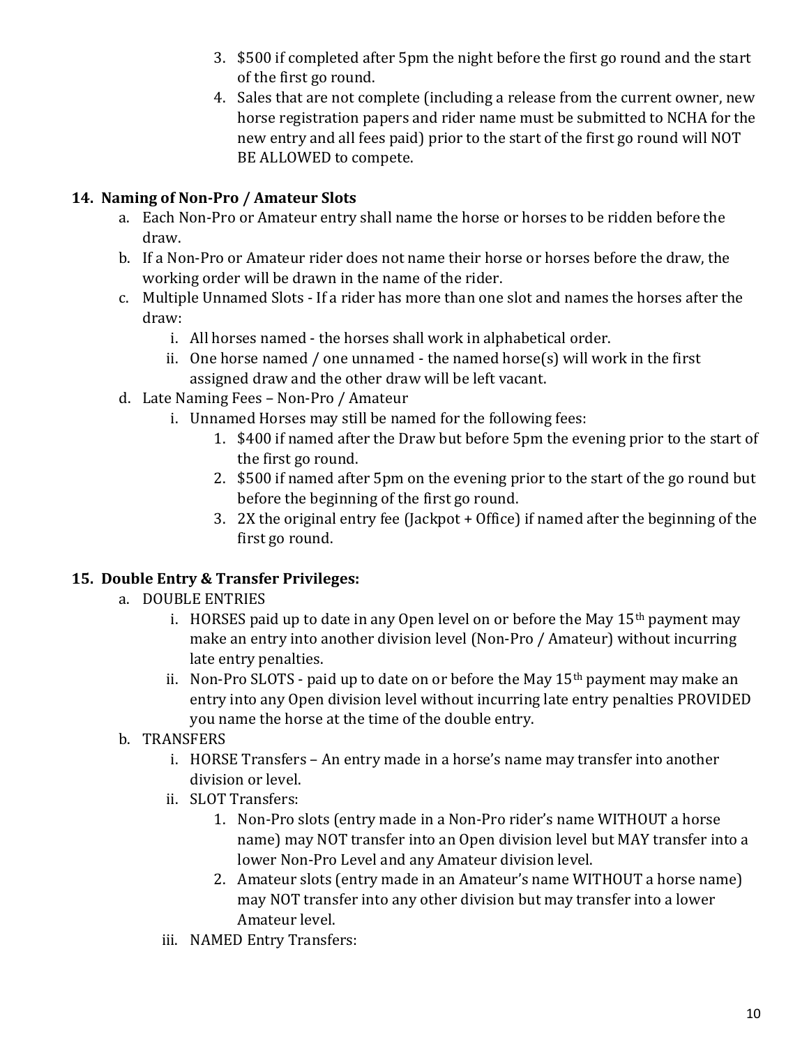3. $500 if completed after 5pm the night before the first go round and the start of the first go round.
4. Sales that are not complete (including a release from the current owner, new horse registration papers and rider name must be submitted to NCHA for the new entry and all fees paid) prior to the start of the first go round will NOT BE ALLOWED to compete.

**14. Naming of Non-Pro / Amateur Slots**

a. Each Non-Pro or Amateur entry shall name the horse or horses to be ridden before the draw.

b. If a Non-Pro or Amateur rider does not name their horse or horses before the draw, the working order will be drawn in the name of the rider.

c. Multiple Unnamed Slots - If a rider has more than one slot and names the horses after the draw:
   - i. All horses named - the horses shall work in alphabetical order.
   - ii. One horse named / one unnamed - the named horse(s) will work in the first assigned draw and the other draw will be left vacant.

d. Late Naming Fees – Non-Pro / Amateur
   - i. Unnamed Horses may still be named for the following fees:
     1. $400 if named after the Draw but before 5pm the evening prior to the start of the first go round.
     2. $500 if named after 5pm on the evening prior to the start of the go round but before the beginning of the first go round.
     3. 2X the original entry fee (Jackpot + Office) if named after the beginning of the first go round.

**15. Double Entry & Transfer Privileges:**

a. DOUBLE ENTRIES
   - i. HORSES paid up to date in any Open level on or before the May 15th payment may make an entry into another division level (Non-Pro / Amateur) without incurring late entry penalties.
   - ii. Non-Pro SLOTS - paid up to date on or before the May 15th payment may make an entry into any Open division level without incurring late entry penalties PROVIDED you name the horse at the time of the double entry.

b. TRANSFERS
   - i. HORSE Transfers – An entry made in a horse's name may transfer into another division or level.
   - ii. SLOT Transfers:
     1. Non-Pro slots (entry made in a Non-Pro rider's name WITHOUT a horse name) may NOT transfer into an Open division level but MAY transfer into a lower Non-Pro Level and any Amateur division level.
     2. Amateur slots (entry made in an Amateur's name WITHOUT a horse name) may NOT transfer into any other division but may transfer into a lower Amateur level.
   - iii. NAMED Entry Transfers: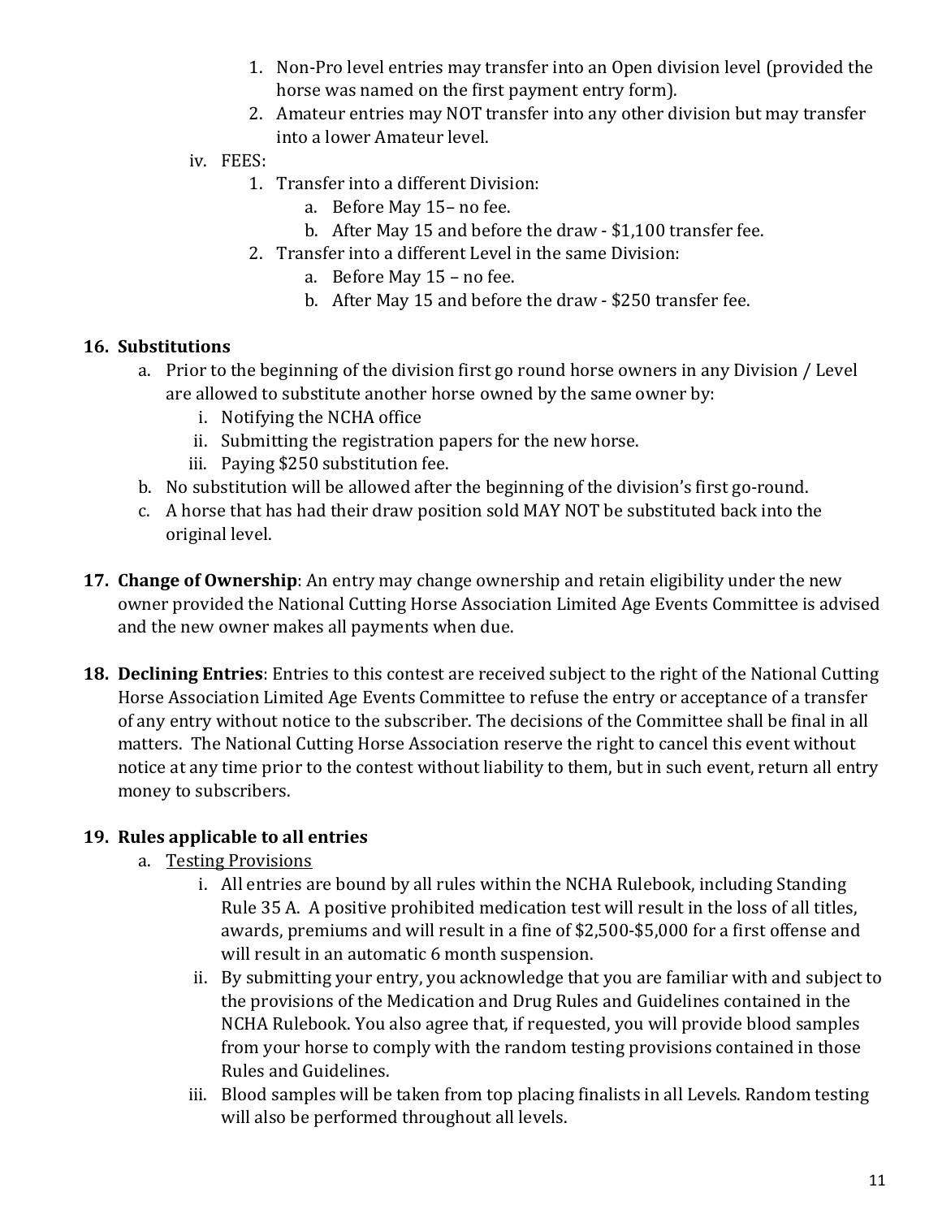1. Non-Pro level entries may transfer into an Open division level (provided the horse was named on the first payment entry form).
2. Amateur entries may NOT transfer into any other division but may transfer into a lower Amateur level.

iv. FEES:

1. Transfer into a different Division:
    a. Before May 15– no fee.
    b. After May 15 and before the draw - $1,100 transfer fee.
2. Transfer into a different Level in the same Division:
    a. Before May 15 – no fee.
    b. After May 15 and before the draw - $250 transfer fee.

**16. Substitutions**

a. Prior to the beginning of the division first go round horse owners in any Division / Level are allowed to substitute another horse owned by the same owner by:
    i. Notifying the NCHA office
    ii. Submitting the registration papers for the new horse.
    iii. Paying $250 substitution fee.

b. No substitution will be allowed after the beginning of the division's first go-round.

c. A horse that has had their draw position sold MAY NOT be substituted back into the original level.

**17. Change of Ownership**: An entry may change ownership and retain eligibility under the new owner provided the National Cutting Horse Association Limited Age Events Committee is advised and the new owner makes all payments when due.

**18. Declining Entries**: Entries to this contest are received subject to the right of the National Cutting Horse Association Limited Age Events Committee to refuse the entry or acceptance of a transfer of any entry without notice to the subscriber. The decisions of the Committee shall be final in all matters. The National Cutting Horse Association reserve the right to cancel this event without notice at any time prior to the contest without liability to them, but in such event, return all entry money to subscribers.

**19. Rules applicable to all entries**

a. Testing Provisions
    i. All entries are bound by all rules within the NCHA Rulebook, including Standing Rule 35 A. A positive prohibited medication test will result in the loss of all titles, awards, premiums and will result in a fine of $2,500-$5,000 for a first offense and will result in an automatic 6 month suspension.
    ii. By submitting your entry, you acknowledge that you are familiar with and subject to the provisions of the Medication and Drug Rules and Guidelines contained in the NCHA Rulebook. You also agree that, if requested, you will provide blood samples from your horse to comply with the random testing provisions contained in those Rules and Guidelines.
    iii. Blood samples will be taken from top placing finalists in all Levels. Random testing will also be performed throughout all levels.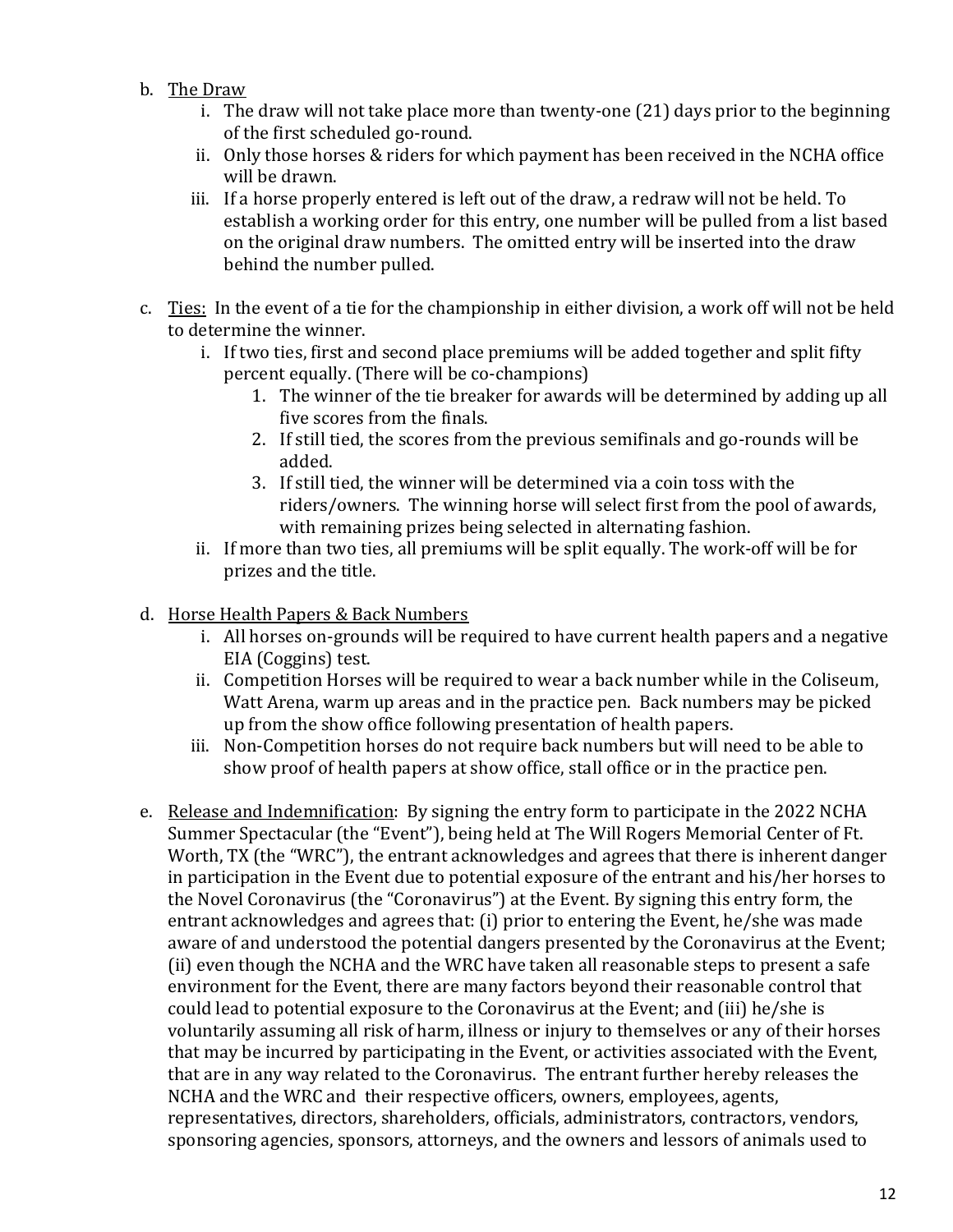b. <u>The Draw</u>
    i. The draw will not take place more than twenty-one (21) days prior to the beginning of the first scheduled go-round.
    ii. Only those horses & riders for which payment has been received in the NCHA office will be drawn.
    iii. If a horse properly entered is left out of the draw, a redraw will not be held. To establish a working order for this entry, one number will be pulled from a list based on the original draw numbers. The omitted entry will be inserted into the draw behind the number pulled.

c. <u>Ties:</u> In the event of a tie for the championship in either division, a work off will not be held to determine the winner.
    i. If two ties, first and second place premiums will be added together and split fifty percent equally. (There will be co-champions)
        1. The winner of the tie breaker for awards will be determined by adding up all five scores from the finals.
        2. If still tied, the scores from the previous semifinals and go-rounds will be added.
        3. If still tied, the winner will be determined via a coin toss with the riders/owners. The winning horse will select first from the pool of awards, with remaining prizes being selected in alternating fashion.
    ii. If more than two ties, all premiums will be split equally. The work-off will be for prizes and the title.

d. <u>Horse Health Papers & Back Numbers</u>
    i. All horses on-grounds will be required to have current health papers and a negative EIA (Coggins) test.
    ii. Competition Horses will be required to wear a back number while in the Coliseum, Watt Arena, warm up areas and in the practice pen. Back numbers may be picked up from the show office following presentation of health papers.
    iii. Non-Competition horses do not require back numbers but will need to be able to show proof of health papers at show office, stall office or in the practice pen.

e. <u>Release and Indemnification</u>: By signing the entry form to participate in the 2022 NCHA Summer Spectacular (the "Event"), being held at The Will Rogers Memorial Center of Ft. Worth, TX (the "WRC"), the entrant acknowledges and agrees that there is inherent danger in participation in the Event due to potential exposure of the entrant and his/her horses to the Novel Coronavirus (the "Coronavirus") at the Event. By signing this entry form, the entrant acknowledges and agrees that: (i) prior to entering the Event, he/she was made aware of and understood the potential dangers presented by the Coronavirus at the Event; (ii) even though the NCHA and the WRC have taken all reasonable steps to present a safe environment for the Event, there are many factors beyond their reasonable control that could lead to potential exposure to the Coronavirus at the Event; and (iii) he/she is voluntarily assuming all risk of harm, illness or injury to themselves or any of their horses that may be incurred by participating in the Event, or activities associated with the Event, that are in any way related to the Coronavirus. The entrant further hereby releases the NCHA and the WRC and their respective officers, owners, employees, agents, representatives, directors, shareholders, officials, administrators, contractors, vendors, sponsoring agencies, sponsors, attorneys, and the owners and lessors of animals used to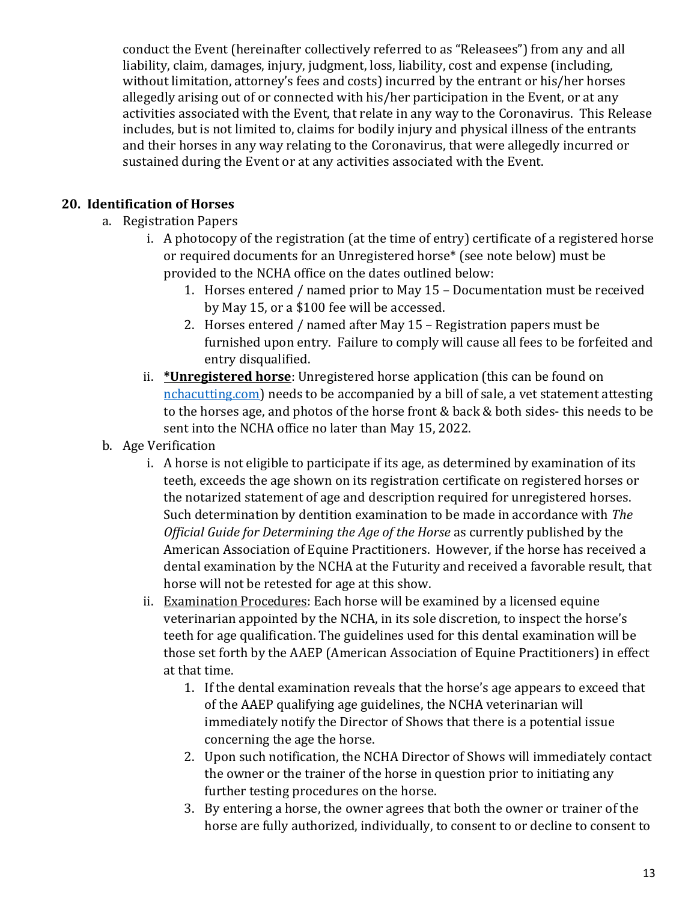conduct the Event (hereinafter collectively referred to as "Releasees") from any and all liability, claim, damages, injury, judgment, loss, liability, cost and expense (including, without limitation, attorney's fees and costs) incurred by the entrant or his/her horses allegedly arising out of or connected with his/her participation in the Event, or at any activities associated with the Event, that relate in any way to the Coronavirus. This Release includes, but is not limited to, claims for bodily injury and physical illness of the entrants and their horses in any way relating to the Coronavirus, that were allegedly incurred or sustained during the Event or at any activities associated with the Event.

## 20. Identification of Horses

a. Registration Papers

   i. A photocopy of the registration (at the time of entry) certificate of a registered horse or required documents for an Unregistered horse* (see note below) must be provided to the NCHA office on the dates outlined below:

      1. Horses entered / named prior to May 15 – Documentation must be received by May 15, or a $100 fee will be accessed.
      2. Horses entered / named after May 15 – Registration papers must be furnished upon entry. Failure to comply will cause all fees to be forfeited and entry disqualified.

   ii. ***Unregistered horse**: Unregistered horse application (this can be found on [nchacutting.com](nchacutting.com)) needs to be accompanied by a bill of sale, a vet statement attesting to the horses age, and photos of the horse front & back & both sides- this needs to be sent into the NCHA office no later than May 15, 2022.

b. Age Verification

   i. A horse is not eligible to participate if its age, as determined by examination of its teeth, exceeds the age shown on its registration certificate on registered horses or the notarized statement of age and description required for unregistered horses. Such determination by dentition examination to be made in accordance with *The Official Guide for Determining the Age of the Horse* as currently published by the American Association of Equine Practitioners. However, if the horse has received a dental examination by the NCHA at the Futurity and received a favorable result, that horse will not be retested for age at this show.

   ii. <u>Examination Procedures</u>: Each horse will be examined by a licensed equine veterinarian appointed by the NCHA, in its sole discretion, to inspect the horse's teeth for age qualification. The guidelines used for this dental examination will be those set forth by the AAEP (American Association of Equine Practitioners) in effect at that time.

      1. If the dental examination reveals that the horse's age appears to exceed that of the AAEP qualifying age guidelines, the NCHA veterinarian will immediately notify the Director of Shows that there is a potential issue concerning the age the horse.
      2. Upon such notification, the NCHA Director of Shows will immediately contact the owner or the trainer of the horse in question prior to initiating any further testing procedures on the horse.
      3. By entering a horse, the owner agrees that both the owner or trainer of the horse are fully authorized, individually, to consent to or decline to consent to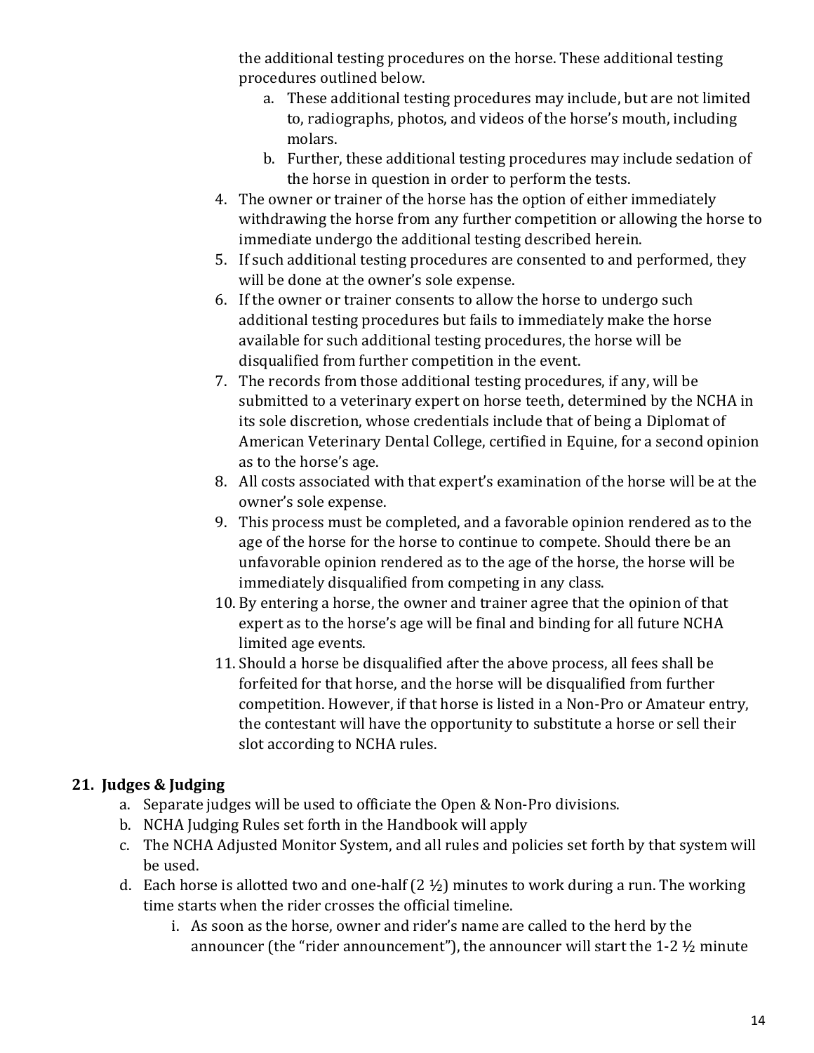the additional testing procedures on the horse. These additional testing procedures outlined below.

   a. These additional testing procedures may include, but are not limited to, radiographs, photos, and videos of the horse's mouth, including molars.
   b. Further, these additional testing procedures may include sedation of the horse in question in order to perform the tests.

4. The owner or trainer of the horse has the option of either immediately withdrawing the horse from any further competition or allowing the horse to immediate undergo the additional testing described herein.
5. If such additional testing procedures are consented to and performed, they will be done at the owner's sole expense.
6. If the owner or trainer consents to allow the horse to undergo such additional testing procedures but fails to immediately make the horse available for such additional testing procedures, the horse will be disqualified from further competition in the event.
7. The records from those additional testing procedures, if any, will be submitted to a veterinary expert on horse teeth, determined by the NCHA in its sole discretion, whose credentials include that of being a Diplomat of American Veterinary Dental College, certified in Equine, for a second opinion as to the horse's age.
8. All costs associated with that expert's examination of the horse will be at the owner's sole expense.
9. This process must be completed, and a favorable opinion rendered as to the age of the horse for the horse to continue to compete. Should there be an unfavorable opinion rendered as to the age of the horse, the horse will be immediately disqualified from competing in any class.
10. By entering a horse, the owner and trainer agree that the opinion of that expert as to the horse's age will be final and binding for all future NCHA limited age events.
11. Should a horse be disqualified after the above process, all fees shall be forfeited for that horse, and the horse will be disqualified from further competition. However, if that horse is listed in a Non-Pro or Amateur entry, the contestant will have the opportunity to substitute a horse or sell their slot according to NCHA rules.

## 21. Judges & Judging

a. Separate judges will be used to officiate the Open & Non-Pro divisions.
b. NCHA Judging Rules set forth in the Handbook will apply
c. The NCHA Adjusted Monitor System, and all rules and policies set forth by that system will be used.
d. Each horse is allotted two and one-half (2 ½) minutes to work during a run. The working time starts when the rider crosses the official timeline.
   i. As soon as the horse, owner and rider's name are called to the herd by the announcer (the "rider announcement"), the announcer will start the 1-2 ½ minute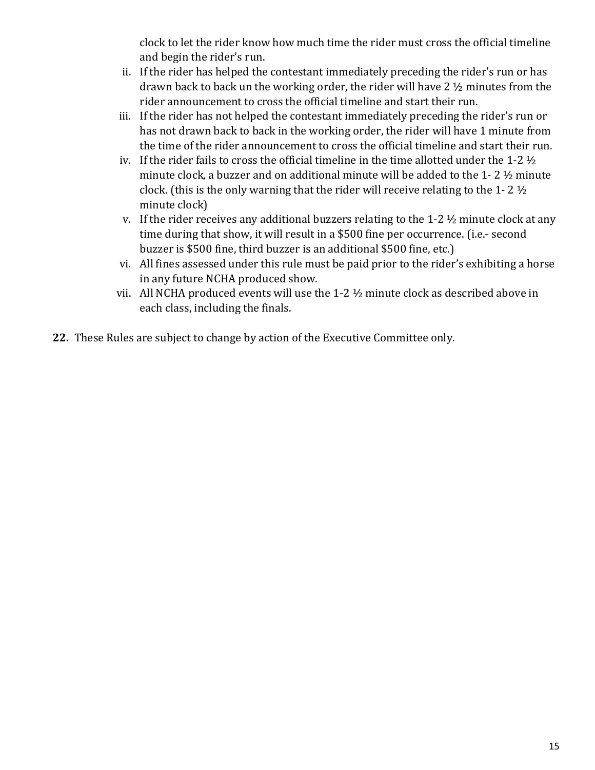clock to let the rider know how much time the rider must cross the official timeline and begin the rider's run.

ii. If the rider has helped the contestant immediately preceding the rider's run or has drawn back to back un the working order, the rider will have 2 ½ minutes from the rider announcement to cross the official timeline and start their run.

iii. If the rider has not helped the contestant immediately preceding the rider's run or has not drawn back to back in the working order, the rider will have 1 minute from the time of the rider announcement to cross the official timeline and start their run.

iv. If the rider fails to cross the official timeline in the time allotted under the 1-2 ½ minute clock, a buzzer and on additional minute will be added to the 1- 2 ½ minute clock. (this is the only warning that the rider will receive relating to the 1- 2 ½ minute clock)

v. If the rider receives any additional buzzers relating to the 1-2 ½ minute clock at any time during that show, it will result in a $500 fine per occurrence. (i.e.- second buzzer is $500 fine, third buzzer is an additional $500 fine, etc.)

vi. All fines assessed under this rule must be paid prior to the rider's exhibiting a horse in any future NCHA produced show.

vii. All NCHA produced events will use the 1-2 ½ minute clock as described above in each class, including the finals.

**22.** These Rules are subject to change by action of the Executive Committee only.